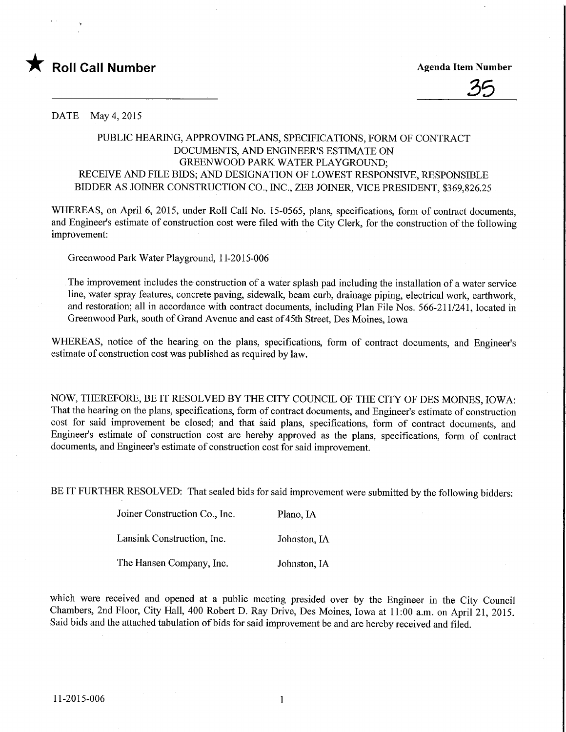★ **Roll Call Number**

**Agenda Item Number**

35

DATE May 4, 2015

PUBLIC HEARING, APPROVING PLANS, SPECIFICATIONS, FORM OF CONTRACT DOCUMENTS, AND ENGINEER'S ESTIMATE ON GREENWOOD PARK WATER PLAYGROUND; RECEIVE AND FILE BIDS; AND DESIGNATION OF LOWEST RESPONSIVE, RESPONSIBLE BIDDER AS JOINER CONSTRUCTION CO., INC., ZEB JOINER, VICE PRESIDENT, $369,826.25

WHEREAS, on April 6, 2015, under Roll Call No. 15-0565, plans, specifications, form of contract documents, and Engineer's estimate of construction cost were filed with the City Clerk, for the construction of the following improvement:

Greenwood Park Water Playground, 11-2015-006

The improvement includes the construction of a water splash pad including the installation of a water service line, water spray features, concrete paving, sidewalk, beam curb, drainage piping, electrical work, earthwork, and restoration; all in accordance with contract documents, including Plan File Nos. 566-211/241, located in Greenwood Park, south of Grand Avenue and east of 45th Street, Des Moines, Iowa

WHEREAS, notice of the hearing on the plans, specifications, form of contract documents, and Engineer's estimate of construction cost was published as required by law.

NOW, THEREFORE, BE IT RESOLVED BY THE CITY COUNCIL OF THE CITY OF DES MOINES, IOWA: That the hearing on the plans, specifications, form of contract documents, and Engineer's estimate of construction cost for said improvement be closed; and that said plans, specifications, form of contract documents, and Engineer's estimate of construction cost are hereby approved as the plans, specifications, form of contract documents, and Engineer's estimate of construction cost for said improvement.

BE IT FURTHER RESOLVED: That sealed bids for said improvement were submitted by the following bidders:

| | |
|---|---|
| Joiner Construction Co., Inc. | Plano, IA |
| Lansink Construction, Inc. | Johnston, IA |
| The Hansen Company, Inc. | Johnston, IA |

which were received and opened at a public meeting presided over by the Engineer in the City Council Chambers, 2nd Floor, City Hall, 400 Robert D. Ray Drive, Des Moines, Iowa at 11:00 a.m. on April 21, 2015. Said bids and the attached tabulation of bids for said improvement be and are hereby received and filed.

11-2015-006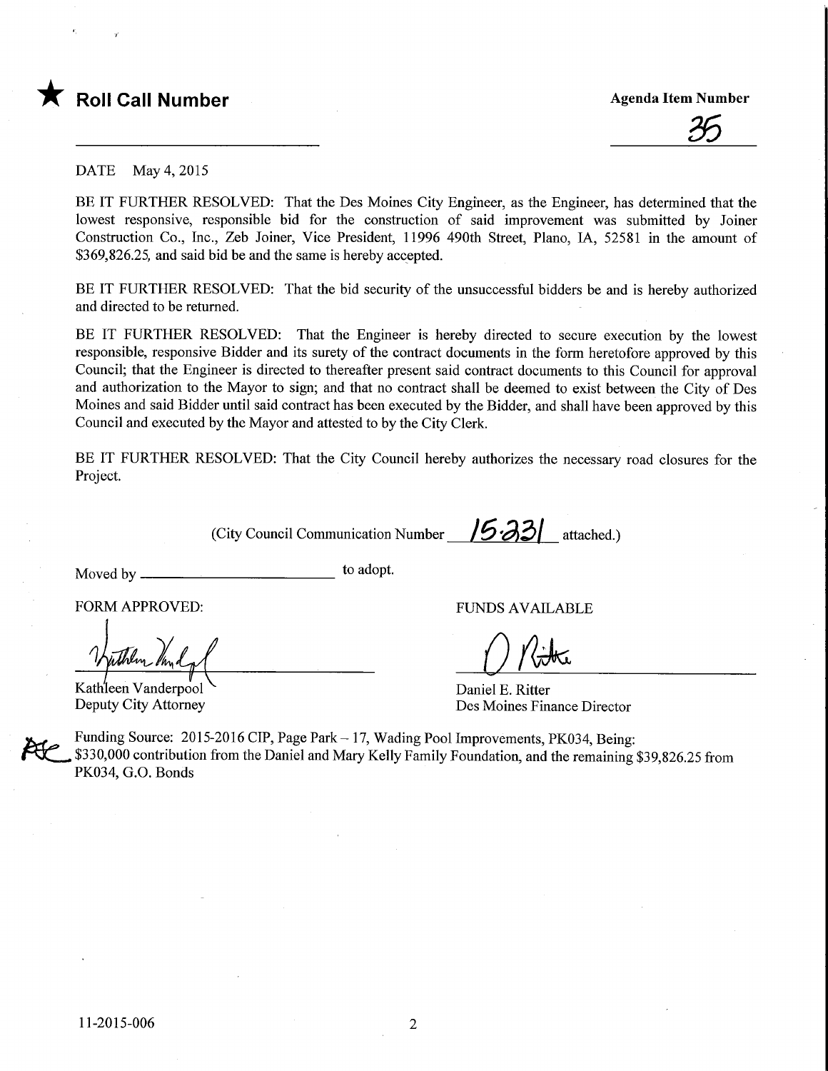★ **Roll Call Number**

**Agenda Item Number**

35

DATE May 4, 2015

BE IT FURTHER RESOLVED: That the Des Moines City Engineer, as the Engineer, has determined that the lowest responsive, responsible bid for the construction of said improvement was submitted by Joiner Construction Co., Inc., Zeb Joiner, Vice President, 11996 490th Street, Plano, IA, 52581 in the amount of $369,826.25, and said bid be and the same is hereby accepted.

BE IT FURTHER RESOLVED: That the bid security of the unsuccessful bidders be and is hereby authorized and directed to be returned.

BE IT FURTHER RESOLVED: That the Engineer is hereby directed to secure execution by the lowest responsible, responsive Bidder and its surety of the contract documents in the form heretofore approved by this Council; that the Engineer is directed to thereafter present said contract documents to this Council for approval and authorization to the Mayor to sign; and that no contract shall be deemed to exist between the City of Des Moines and said Bidder until said contract has been executed by the Bidder, and shall have been approved by this Council and executed by the Mayor and attested to by the City Clerk.

BE IT FURTHER RESOLVED: That the City Council hereby authorizes the necessary road closures for the Project.

(City Council Communication Number 15-231 attached.)

Moved by ________________________ to adopt.

FORM APPROVED:

Kathleen Vanderpool
Deputy City Attorney

FUNDS AVAILABLE

Daniel E. Ritter
Des Moines Finance Director

Funding Source: 2015-2016 CIP, Page Park – 17, Wading Pool Improvements, PK034, Being: $330,000 contribution from the Daniel and Mary Kelly Family Foundation, and the remaining $39,826.25 from PK034, G.O. Bonds

11-2015-006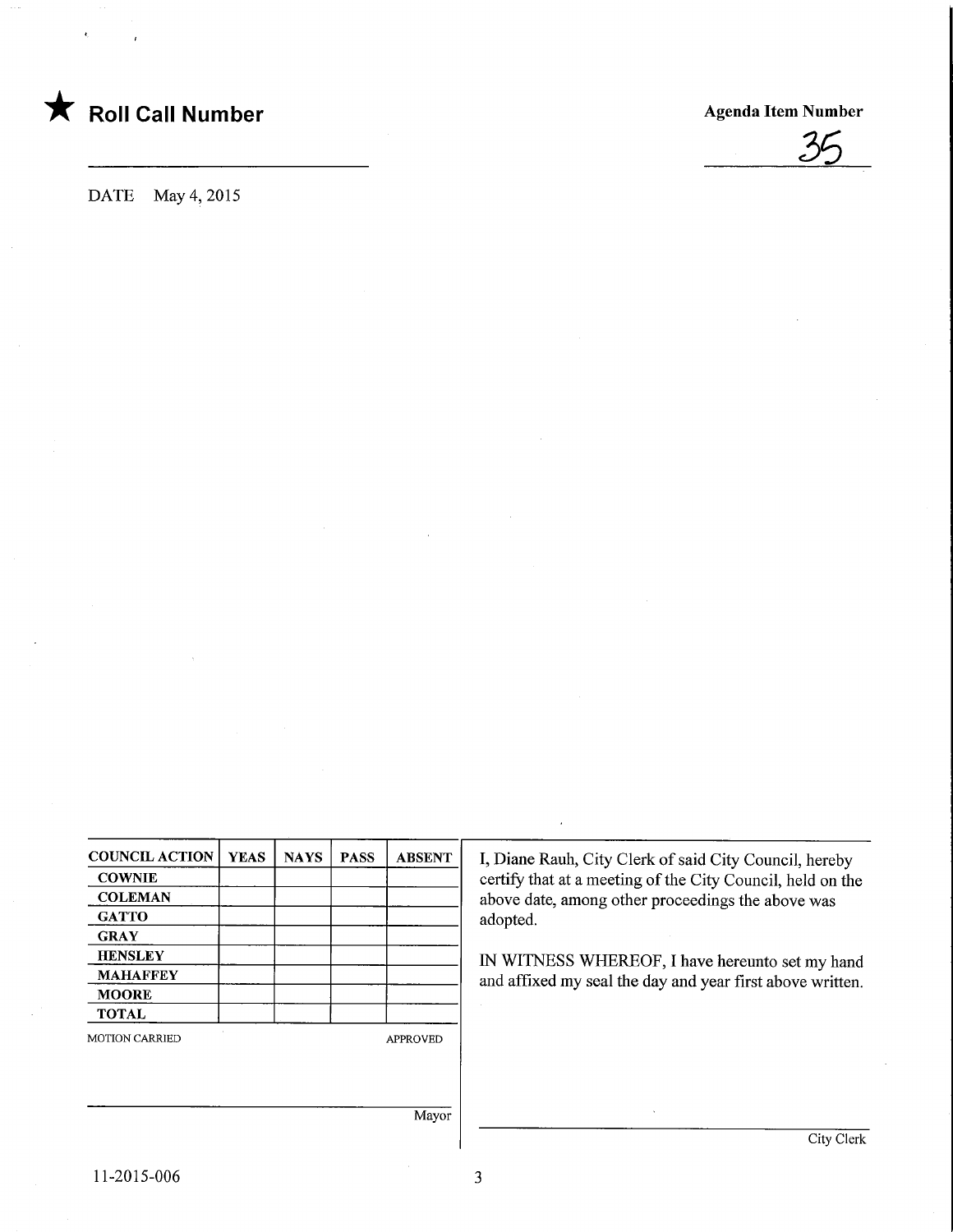★ **Roll Call Number**

**Agenda Item Number**

35

DATE May 4, 2015

| COUNCIL ACTION | YEAS | NAYS | PASS | ABSENT |
| --- | --- | --- | --- | --- |
| COWNIE | | | | |
| COLEMAN | | | | |
| GATTO | | | | |
| GRAY | | | | |
| HENSLEY | | | | |
| MAHAFFEY | | | | |
| MOORE | | | | |
| TOTAL | | | | |

MOTION CARRIED APPROVED

Mayor

I, Diane Rauh, City Clerk of said City Council, hereby certify that at a meeting of the City Council, held on the above date, among other proceedings the above was adopted.

IN WITNESS WHEREOF, I have hereunto set my hand and affixed my seal the day and year first above written.

City Clerk

11-2015-006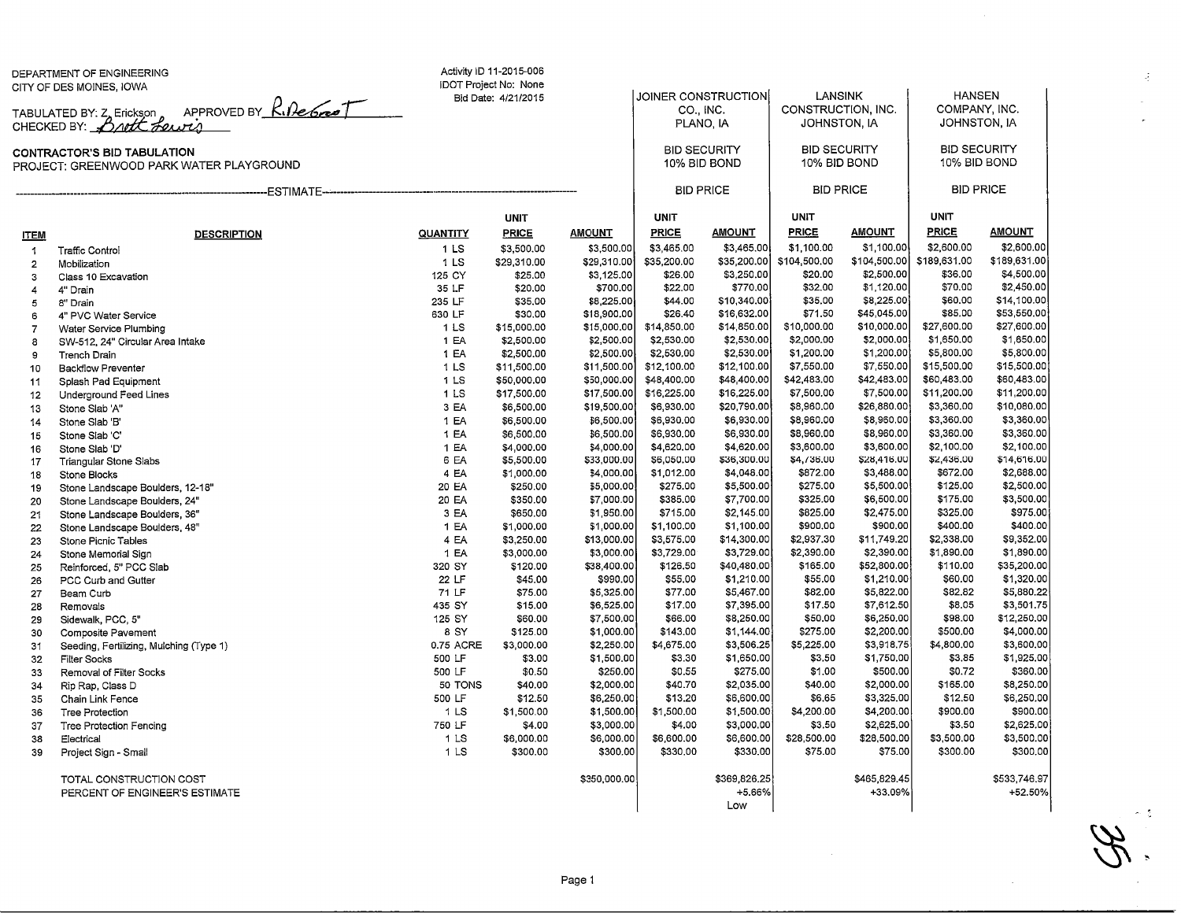DEPARTMENT OF ENGINEERING
CITY OF DES MOINES, IOWA

Activity ID 11-2015-006
IDOT Project No: None
Bid Date: 4/21/2015

TABULATED BY: Z. Erickson APPROVED BY R. DeGroot
CHECKED BY: Brett Lewis

**CONTRACTOR'S BID TABULATION**
PROJECT: GREENWOOD PARK WATER PLAYGROUND

| | | | ESTIMATE | | JOINER CONSTRUCTION CO., INC. PLANO, IA | | LANSINK CONSTRUCTION, INC. JOHNSTON, IA | | HANSEN COMPANY, INC. JOHNSTON, IA | |
|---|---|---|---|---|---|---|---|---|---|---|
| | | | | | BID SECURITY 10% BID BOND | | BID SECURITY 10% BID BOND | | BID SECURITY 10% BID BOND | |
| | | | | | BID PRICE | | BID PRICE | | BID PRICE | |
| **ITEM** | **DESCRIPTION** | **QUANTITY** | **UNIT PRICE** | **AMOUNT** | **UNIT PRICE** | **AMOUNT** | **UNIT PRICE** | **AMOUNT** | **UNIT PRICE** | **AMOUNT** |
| 1 | Traffic Control | 1 LS | $3,500.00 | $3,500.00 | $3,465.00 | $3,465.00 | $1,100.00 | $1,100.00 | $2,600.00 | $2,600.00 |
| 2 | Mobilization | 1 LS | $29,310.00 | $29,310.00 | $35,200.00 | $35,200.00 | $104,500.00 | $104,500.00 | $189,631.00 | $189,631.00 |
| 3 | Class 10 Excavation | 125 CY | $25.00 | $3,125.00 | $26.00 | $3,250.00 | $20.00 | $2,500.00 | $36.00 | $4,500.00 |
| 4 | 4" Drain | 35 LF | $20.00 | $700.00 | $22.00 | $770.00 | $32.00 | $1,120.00 | $70.00 | $2,450.00 |
| 5 | 8" Drain | 235 LF | $35.00 | $8,225.00 | $44.00 | $10,340.00 | $35.00 | $8,225.00 | $60.00 | $14,100.00 |
| 6 | 4" PVC Water Service | 630 LF | $30.00 | $18,900.00 | $26.40 | $16,632.00 | $71.50 | $45,045.00 | $85.00 | $53,550.00 |
| 7 | Water Service Plumbing | 1 LS | $15,000.00 | $15,000.00 | $14,850.00 | $14,850.00 | $10,000.00 | $10,000.00 | $27,600.00 | $27,600.00 |
| 8 | SW-512, 24" Circular Area Intake | 1 EA | $2,500.00 | $2,500.00 | $2,530.00 | $2,530.00 | $2,000.00 | $2,000.00 | $1,650.00 | $1,650.00 |
| 9 | Trench Drain | 1 EA | $2,500.00 | $2,500.00 | $2,530.00 | $2,530.00 | $1,200.00 | $1,200.00 | $5,800.00 | $5,800.00 |
| 10 | Backflow Preventer | 1 LS | $11,500.00 | $11,500.00 | $12,100.00 | $12,100.00 | $7,550.00 | $7,550.00 | $15,500.00 | $15,500.00 |
| 11 | Splash Pad Equipment | 1 LS | $50,000.00 | $50,000.00 | $48,400.00 | $48,400.00 | $42,483.00 | $42,483.00 | $60,483.00 | $60,483.00 |
| 12 | Underground Feed Lines | 1 LS | $17,500.00 | $17,500.00 | $16,225.00 | $16,225.00 | $7,500.00 | $7,500.00 | $11,200.00 | $11,200.00 |
| 13 | Stone Slab 'A" | 3 EA | $6,500.00 | $19,500.00 | $6,930.00 | $20,790.00 | $8,960.00 | $26,880.00 | $3,360.00 | $10,080.00 |
| 14 | Stone Slab 'B' | 1 EA | $6,500.00 | $6,500.00 | $6,930.00 | $6,930.00 | $8,960.00 | $8,960.00 | $3,360.00 | $3,360.00 |
| 15 | Stone Slab 'C' | 1 EA | $6,500.00 | $6,500.00 | $6,930.00 | $6,930.00 | $8,960.00 | $8,960.00 | $3,360.00 | $3,360.00 |
| 16 | Stone Slab 'D' | 1 EA | $4,000.00 | $4,000.00 | $4,620.00 | $4,620.00 | $3,600.00 | $3,600.00 | $2,100.00 | $2,100.00 |
| 17 | Triangular Stone Slabs | 6 EA | $5,500.00 | $33,000.00 | $6,050.00 | $36,300.00 | $4,736.00 | $28,416.00 | $2,436.00 | $14,616.00 |
| 18 | Stone Blocks | 4 EA | $1,000.00 | $4,000.00 | $1,012.00 | $4,048.00 | $872.00 | $3,488.00 | $672.00 | $2,688.00 |
| 19 | Stone Landscape Boulders, 12-18" | 20 EA | $250.00 | $5,000.00 | $275.00 | $5,500.00 | $275.00 | $5,500.00 | $125.00 | $2,500.00 |
| 20 | Stone Landscape Boulders, 24" | 20 EA | $350.00 | $7,000.00 | $385.00 | $7,700.00 | $325.00 | $6,500.00 | $175.00 | $3,500.00 |
| 21 | Stone Landscape Boulders, 36" | 3 EA | $650.00 | $1,950.00 | $715.00 | $2,145.00 | $825.00 | $2,475.00 | $325.00 | $975.00 |
| 22 | Stone Landscape Boulders, 48" | 1 EA | $1,000.00 | $1,000.00 | $1,100.00 | $1,100.00 | $900.00 | $900.00 | $400.00 | $400.00 |
| 23 | Stone Picnic Tables | 4 EA | $3,250.00 | $13,000.00 | $3,575.00 | $14,300.00 | $2,937.30 | $11,749.20 | $2,338.00 | $9,352.00 |
| 24 | Stone Memorial Sign | 1 EA | $3,000.00 | $3,000.00 | $3,729.00 | $3,729.00 | $2,390.00 | $2,390.00 | $1,890.00 | $1,890.00 |
| 25 | Reinforced, 5" PCC Slab | 320 SY | $120.00 | $38,400.00 | $126.50 | $40,480.00 | $165.00 | $52,800.00 | $110.00 | $35,200.00 |
| 26 | PCC Curb and Gutter | 22 LF | $45.00 | $990.00 | $55.00 | $1,210.00 | $55.00 | $1,210.00 | $60.00 | $1,320.00 |
| 27 | Beam Curb | 71 LF | $75.00 | $5,325.00 | $77.00 | $5,467.00 | $82.00 | $5,822.00 | $82.82 | $5,880.22 |
| 28 | Removals | 435 SY | $15.00 | $6,525.00 | $17.00 | $7,395.00 | $17.50 | $7,612.50 | $8.05 | $3,501.75 |
| 29 | Sidewalk, PCC, 5" | 125 SY | $60.00 | $7,500.00 | $66.00 | $8,250.00 | $50.00 | $6,250.00 | $98.00 | $12,250.00 |
| 30 | Composite Pavement | 8 SY | $125.00 | $1,000.00 | $143.00 | $1,144.00 | $275.00 | $2,200.00 | $500.00 | $4,000.00 |
| 31 | Seeding, Fertilizing, Mulching (Type 1) | 0.75 ACRE | $3,000.00 | $2,250.00 | $4,675.00 | $3,506.25 | $5,225.00 | $3,918.75 | $4,800.00 | $3,600.00 |
| 32 | Filter Socks | 500 LF | $3.00 | $1,500.00 | $3.30 | $1,650.00 | $3.50 | $1,750.00 | $3.85 | $1,925.00 |
| 33 | Removal of Filter Socks | 500 LF | $0.50 | $250.00 | $0.55 | $275.00 | $1.00 | $500.00 | $0.72 | $360.00 |
| 34 | Rip Rap, Class D | 50 TONS | $40.00 | $2,000.00 | $40.70 | $2,035.00 | $40.00 | $2,000.00 | $165.00 | $8,250.00 |
| 35 | Chain Link Fence | 500 LF | $12.50 | $6,250.00 | $13.20 | $6,600.00 | $6.65 | $3,325.00 | $12.50 | $6,250.00 |
| 36 | Tree Protection | 1 LS | $1,500.00 | $1,500.00 | $1,500.00 | $1,500.00 | $4,200.00 | $4,200.00 | $900.00 | $900.00 |
| 37 | Tree Protection Fencing | 750 LF | $4.00 | $3,000.00 | $4.00 | $3,000.00 | $3.50 | $2,625.00 | $3.50 | $2,625.00 |
| 38 | Electrical | 1 LS | $6,000.00 | $6,000.00 | $6,600.00 | $6,600.00 | $28,500.00 | $28,500.00 | $3,500.00 | $3,500.00 |
| 39 | Project Sign - Small | 1 LS | $300.00 | $300.00 | $330.00 | $330.00 | $75.00 | $75.00 | $300.00 | $300.00 |
| | TOTAL CONSTRUCTION COST | | | $350,000.00 | | $369,826.25 | | $465,829.45 | | $533,746.97 |
| | PERCENT OF ENGINEER'S ESTIMATE | | | | | +5.66% Low | | +33.09% | | +52.50% |